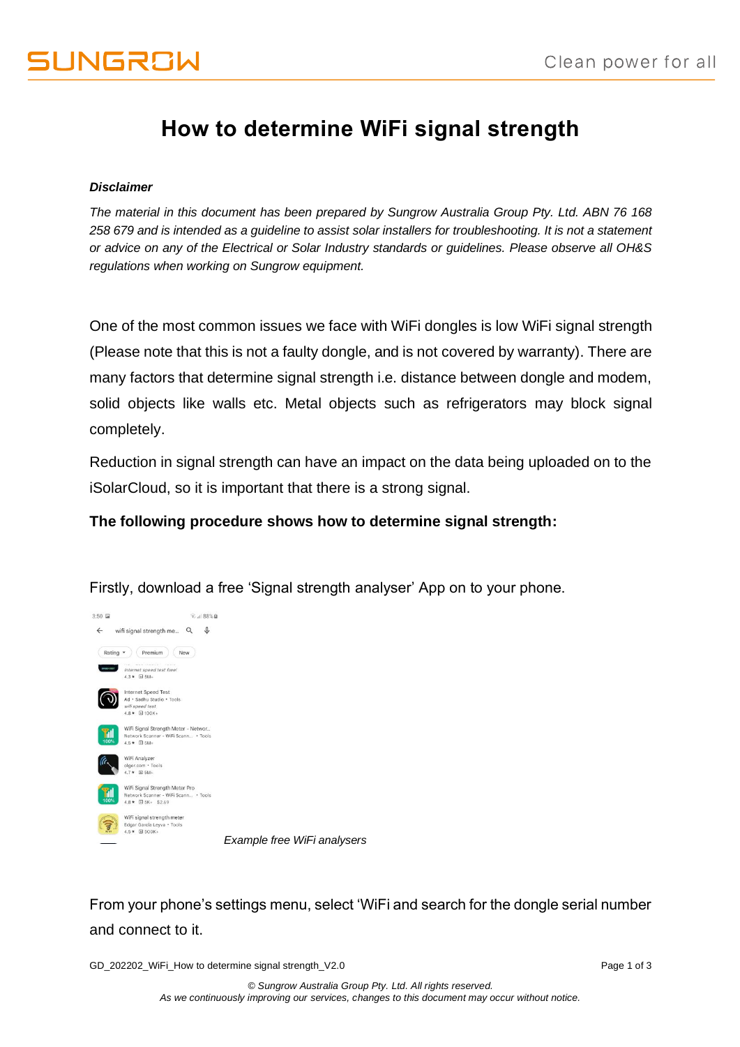# How to determine WiFi signal strength

***Disclaimer***

*The material in this document has been prepared by Sungrow Australia Group Pty. Ltd. ABN 76 168 258 679 and is intended as a guideline to assist solar installers for troubleshooting. It is not a statement or advice on any of the Electrical or Solar Industry standards or guidelines. Please observe all OH&S regulations when working on Sungrow equipment.*

One of the most common issues we face with WiFi dongles is low WiFi signal strength (Please note that this is not a faulty dongle, and is not covered by warranty). There are many factors that determine signal strength i.e. distance between dongle and modem, solid objects like walls etc. Metal objects such as refrigerators may block signal completely.

Reduction in signal strength can have an impact on the data being uploaded on to the iSolarCloud, so it is important that there is a strong signal.

**The following procedure shows how to determine signal strength:**

Firstly, download a free 'Signal strength analyser' App on to your phone.

*Example free WiFi analysers*

From your phone's settings menu, select 'WiFi and search for the dongle serial number and connect to it.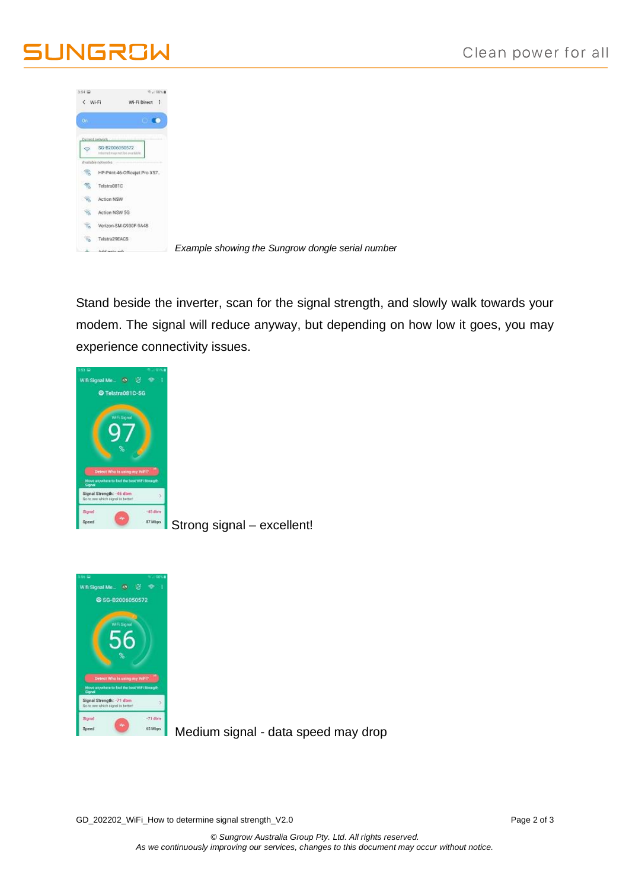*Example showing the Sungrow dongle serial number*

Stand beside the inverter, scan for the signal strength, and slowly walk towards your modem. The signal will reduce anyway, but depending on how low it goes, you may experience connectivity issues.

Strong signal – excellent!

Medium signal - data speed may drop

GD_202202_WiFi_How to determine signal strength_V2.0

*© Sungrow Australia Group Pty. Ltd. All rights reserved.*
*As we continuously improving our services, changes to this document may occur without notice.*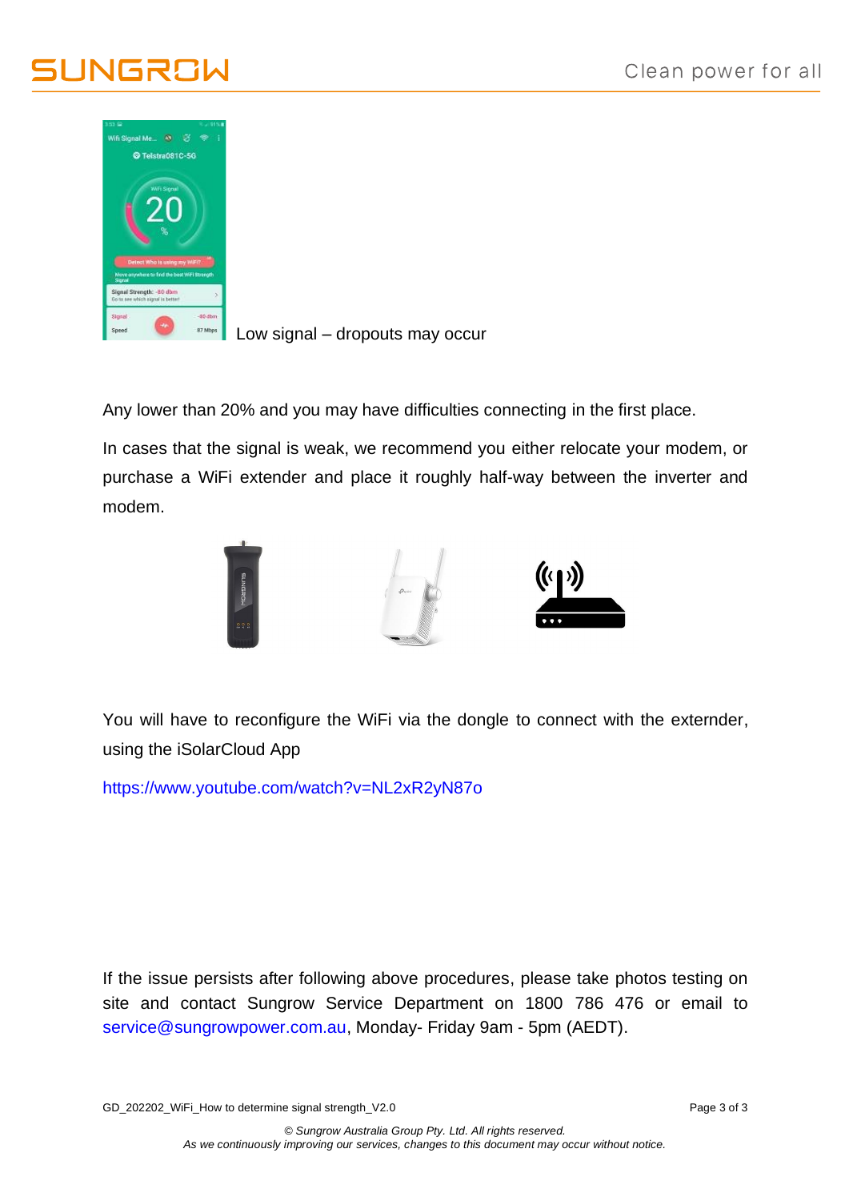Low signal – dropouts may occur

Any lower than 20% and you may have difficulties connecting in the first place.

In cases that the signal is weak, we recommend you either relocate your modem, or purchase a WiFi extender and place it roughly half-way between the inverter and modem.

You will have to reconfigure the WiFi via the dongle to connect with the externder, using the iSolarCloud App

https://www.youtube.com/watch?v=NL2xR2yN87o

If the issue persists after following above procedures, please take photos testing on site and contact Sungrow Service Department on 1800 786 476 or email to service@sungrowpower.com.au, Monday- Friday 9am - 5pm (AEDT).